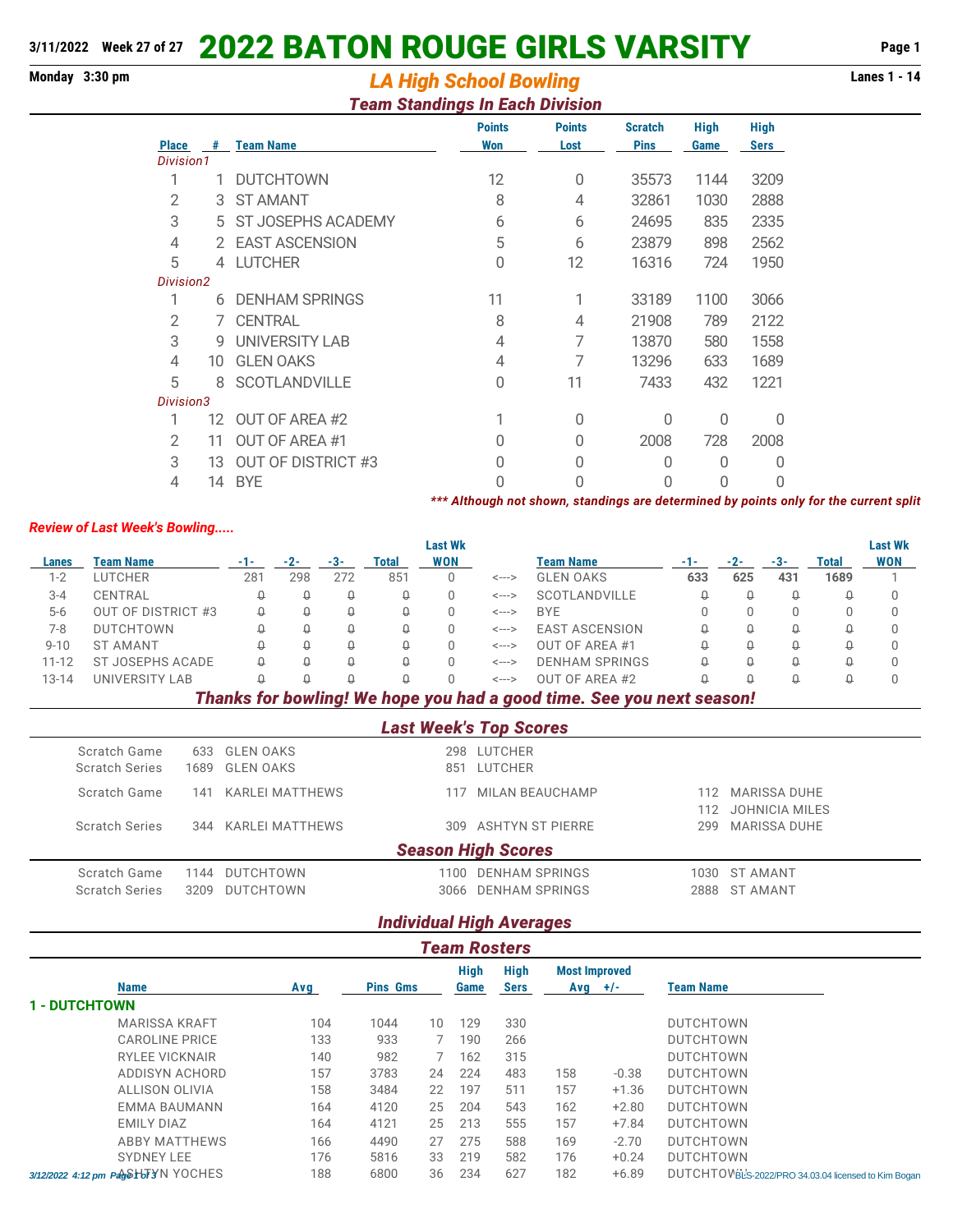3/11/2022 Week 27 of 27

# 2022 BATON ROUGE GIRLS VARSITY

Monday 3:30 pm

## LA High School Bowling

Lanes 1 - 14

### Team Standings In Each Division

| Place | # | Team Name | Points Won | Points Lost | Scratch Pins | High Game | High Sers |
|---|---|---|---|---|---|---|---|
| *Division1* | | | | | | | |
| 1 | 1 | DUTCHTOWN | 12 | 0 | 35573 | 1144 | 3209 |
| 2 | 3 | ST AMANT | 8 | 4 | 32861 | 1030 | 2888 |
| 3 | 5 | ST JOSEPHS ACADEMY | 6 | 6 | 24695 | 835 | 2335 |
| 4 | 2 | EAST ASCENSION | 5 | 6 | 23879 | 898 | 2562 |
| 5 | 4 | LUTCHER | 0 | 12 | 16316 | 724 | 1950 |
| *Division2* | | | | | | | |
| 1 | 6 | DENHAM SPRINGS | 11 | 1 | 33189 | 1100 | 3066 |
| 2 | 7 | CENTRAL | 8 | 4 | 21908 | 789 | 2122 |
| 3 | 9 | UNIVERSITY LAB | 4 | 7 | 13870 | 580 | 1558 |
| 4 | 10 | GLEN OAKS | 4 | 7 | 13296 | 633 | 1689 |
| 5 | 8 | SCOTLANDVILLE | 0 | 11 | 7433 | 432 | 1221 |
| *Division3* | | | | | | | |
| 1 | 12 | OUT OF AREA #2 | 1 | 0 | 0 | 0 | 0 |
| 2 | 11 | OUT OF AREA #1 | 0 | 0 | 2008 | 728 | 2008 |
| 3 | 13 | OUT OF DISTRICT #3 | 0 | 0 | 0 | 0 | 0 |
| 4 | 14 | BYE | 0 | 0 | 0 | 0 | 0 |

*\*\*\* Although not shown, standings are determined by points only for the current split*

*Review of Last Week's Bowling.....*

| Lanes | Team Name | -1- | -2- | -3- | Total | Last Wk WON | | Team Name | -1- | -2- | -3- | Total | Last Wk WON |
|---|---|---|---|---|---|---|---|---|---|---|---|---|---|
| 1-2 | LUTCHER | 281 | 298 | 272 | 851 | 0 | <---> | GLEN OAKS | **633** | **625** | **431** | **1689** | 1 |
| 3-4 | CENTRAL | 0 | 0 | 0 | 0 | 0 | <---> | SCOTLANDVILLE | 0 | 0 | 0 | 0 | 0 |
| 5-6 | OUT OF DISTRICT #3 | 0 | 0 | 0 | 0 | 0 | <---> | BYE | 0 | 0 | 0 | 0 | 0 |
| 7-8 | DUTCHTOWN | 0 | 0 | 0 | 0 | 0 | <---> | EAST ASCENSION | 0 | 0 | 0 | 0 | 0 |
| 9-10 | ST AMANT | 0 | 0 | 0 | 0 | 0 | <---> | OUT OF AREA #1 | 0 | 0 | 0 | 0 | 0 |
| 11-12 | ST JOSEPHS ACADE | 0 | 0 | 0 | 0 | 0 | <---> | DENHAM SPRINGS | 0 | 0 | 0 | 0 | 0 |
| 13-14 | UNIVERSITY LAB | 0 | 0 | 0 | 0 | 0 | <---> | OUT OF AREA #2 | 0 | 0 | 0 | 0 | 0 |

***Thanks for bowling! We hope you had a good time. See you next season!***

### Last Week's Top Scores

| | | | | | | |
|---|---|---|---|---|---|---|
| Scratch Game | 633 | GLEN OAKS | 298 | LUTCHER | | |
| Scratch Series | 1689 | GLEN OAKS | 851 | LUTCHER | | |
| Scratch Game | 141 | KARLEI MATTHEWS | 117 | MILAN BEAUCHAMP | 112 | MARISSA DUHE |
| | | | | | 112 | JOHNICIA MILES |
| Scratch Series | 344 | KARLEI MATTHEWS | 309 | ASHTYN ST PIERRE | 299 | MARISSA DUHE |

### Season High Scores

| | | | | | | |
|---|---|---|---|---|---|---|
| Scratch Game | 1144 | DUTCHTOWN | 1100 | DENHAM SPRINGS | 1030 | ST AMANT |
| Scratch Series | 3209 | DUTCHTOWN | 3066 | DENHAM SPRINGS | 2888 | ST AMANT |

### Individual High Averages

### Team Rosters

| Name | Avg | Pins | Gms | High Game | High Sers | Most Improved Avg | +/- | Team Name |
|---|---|---|---|---|---|---|---|---|
| **1 - DUTCHTOWN** | | | | | | | | |
| MARISSA KRAFT | 104 | 1044 | 10 | 129 | 330 | | | DUTCHTOWN |
| CAROLINE PRICE | 133 | 933 | 7 | 190 | 266 | | | DUTCHTOWN |
| RYLEE VICKNAIR | 140 | 982 | 7 | 162 | 315 | | | DUTCHTOWN |
| ADDISYN ACHORD | 157 | 3783 | 24 | 224 | 483 | 158 | -0.38 | DUTCHTOWN |
| ALLISON OLIVIA | 158 | 3484 | 22 | 197 | 511 | 157 | +1.36 | DUTCHTOWN |
| EMMA BAUMANN | 164 | 4120 | 25 | 204 | 543 | 162 | +2.80 | DUTCHTOWN |
| EMILY DIAZ | 164 | 4121 | 25 | 213 | 555 | 157 | +7.84 | DUTCHTOWN |
| ABBY MATTHEWS | 166 | 4490 | 27 | 275 | 588 | 169 | -2.70 | DUTCHTOWN |
| SYDNEY LEE | 176 | 5816 | 33 | 219 | 582 | 176 | +0.24 | DUTCHTOWN |
| ASHTYN YOCHES | 188 | 6800 | 36 | 234 | 627 | 182 | +6.89 | DUTCHTOWN |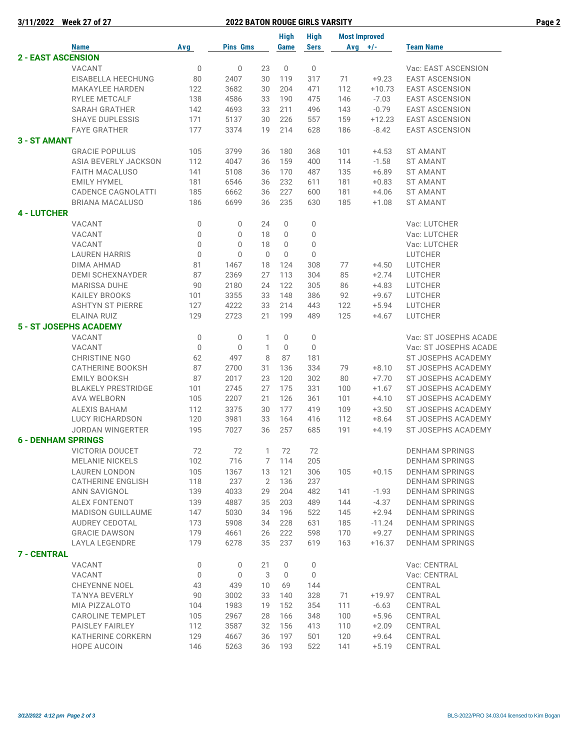**3/11/2022 Week 27 of 27 — 2022 BATON ROUGE GIRLS VARSITY**

| Name | Avg | Pins | Gms | High Game | High Sers | Most Improved Avg | +/- | Team Name |
|---|---|---|---|---|---|---|---|---|
| **2 - EAST ASCENSION** | | | | | | | | |
| VACANT | 0 | 0 | 23 | 0 | 0 | | | Vac: EAST ASCENSION |
| EISABELLA HEECHUNG | 80 | 2407 | 30 | 119 | 317 | 71 | +9.23 | EAST ASCENSION |
| MAKAYLEE HARDEN | 122 | 3682 | 30 | 204 | 471 | 112 | +10.73 | EAST ASCENSION |
| RYLEE METCALF | 138 | 4586 | 33 | 190 | 475 | 146 | -7.03 | EAST ASCENSION |
| SARAH GRATHER | 142 | 4693 | 33 | 211 | 496 | 143 | -0.79 | EAST ASCENSION |
| SHAYE DUPLESSIS | 171 | 5137 | 30 | 226 | 557 | 159 | +12.23 | EAST ASCENSION |
| FAYE GRATHER | 177 | 3374 | 19 | 214 | 628 | 186 | -8.42 | EAST ASCENSION |
| **3 - ST AMANT** | | | | | | | | |
| GRACIE POPULUS | 105 | 3799 | 36 | 180 | 368 | 101 | +4.53 | ST AMANT |
| ASIA BEVERLY JACKSON | 112 | 4047 | 36 | 159 | 400 | 114 | -1.58 | ST AMANT |
| FAITH MACALUSO | 141 | 5108 | 36 | 170 | 487 | 135 | +6.89 | ST AMANT |
| EMILY HYMEL | 181 | 6546 | 36 | 232 | 611 | 181 | +0.83 | ST AMANT |
| CADENCE CAGNOLATTI | 185 | 6662 | 36 | 227 | 600 | 181 | +4.06 | ST AMANT |
| BRIANA MACALUSO | 186 | 6699 | 36 | 235 | 630 | 185 | +1.08 | ST AMANT |
| **4 - LUTCHER** | | | | | | | | |
| VACANT | 0 | 0 | 24 | 0 | 0 | | | Vac: LUTCHER |
| VACANT | 0 | 0 | 18 | 0 | 0 | | | Vac: LUTCHER |
| VACANT | 0 | 0 | 18 | 0 | 0 | | | Vac: LUTCHER |
| LAUREN HARRIS | 0 | 0 | 0 | 0 | 0 | | | LUTCHER |
| DIMA AHMAD | 81 | 1467 | 18 | 124 | 308 | 77 | +4.50 | LUTCHER |
| DEMI SCHEXNAYDER | 87 | 2369 | 27 | 113 | 304 | 85 | +2.74 | LUTCHER |
| MARISSA DUHE | 90 | 2180 | 24 | 122 | 305 | 86 | +4.83 | LUTCHER |
| KAILEY BROOKS | 101 | 3355 | 33 | 148 | 386 | 92 | +9.67 | LUTCHER |
| ASHTYN ST PIERRE | 127 | 4222 | 33 | 214 | 443 | 122 | +5.94 | LUTCHER |
| ELAINA RUIZ | 129 | 2723 | 21 | 199 | 489 | 125 | +4.67 | LUTCHER |
| **5 - ST JOSEPHS ACADEMY** | | | | | | | | |
| VACANT | 0 | 0 | 1 | 0 | 0 | | | Vac: ST JOSEPHS ACADE |
| VACANT | 0 | 0 | 1 | 0 | 0 | | | Vac: ST JOSEPHS ACADE |
| CHRISTINE NGO | 62 | 497 | 8 | 87 | 181 | | | ST JOSEPHS ACADEMY |
| CATHERINE BOOKSH | 87 | 2700 | 31 | 136 | 334 | 79 | +8.10 | ST JOSEPHS ACADEMY |
| EMILY BOOKSH | 87 | 2017 | 23 | 120 | 302 | 80 | +7.70 | ST JOSEPHS ACADEMY |
| BLAKELY PRESTRIDGE | 101 | 2745 | 27 | 175 | 331 | 100 | +1.67 | ST JOSEPHS ACADEMY |
| AVA WELBORN | 105 | 2207 | 21 | 126 | 361 | 101 | +4.10 | ST JOSEPHS ACADEMY |
| ALEXIS BAHAM | 112 | 3375 | 30 | 177 | 419 | 109 | +3.50 | ST JOSEPHS ACADEMY |
| LUCY RICHARDSON | 120 | 3981 | 33 | 164 | 416 | 112 | +8.64 | ST JOSEPHS ACADEMY |
| JORDAN WINGERTER | 195 | 7027 | 36 | 257 | 685 | 191 | +4.19 | ST JOSEPHS ACADEMY |
| **6 - DENHAM SPRINGS** | | | | | | | | |
| VICTORIA DOUCET | 72 | 72 | 1 | 72 | 72 | | | DENHAM SPRINGS |
| MELANIE NICKELS | 102 | 716 | 7 | 114 | 205 | | | DENHAM SPRINGS |
| LAUREN LONDON | 105 | 1367 | 13 | 121 | 306 | 105 | +0.15 | DENHAM SPRINGS |
| CATHERINE ENGLISH | 118 | 237 | 2 | 136 | 237 | | | DENHAM SPRINGS |
| ANN SAVIGNOL | 139 | 4033 | 29 | 204 | 482 | 141 | -1.93 | DENHAM SPRINGS |
| ALEX FONTENOT | 139 | 4887 | 35 | 203 | 489 | 144 | -4.37 | DENHAM SPRINGS |
| MADISON GUILLAUME | 147 | 5030 | 34 | 196 | 522 | 145 | +2.94 | DENHAM SPRINGS |
| AUDREY CEDOTAL | 173 | 5908 | 34 | 228 | 631 | 185 | -11.24 | DENHAM SPRINGS |
| GRACIE DAWSON | 179 | 4661 | 26 | 222 | 598 | 170 | +9.27 | DENHAM SPRINGS |
| LAYLA LEGENDRE | 179 | 6278 | 35 | 237 | 619 | 163 | +16.37 | DENHAM SPRINGS |
| **7 - CENTRAL** | | | | | | | | |
| VACANT | 0 | 0 | 21 | 0 | 0 | | | Vac: CENTRAL |
| VACANT | 0 | 0 | 3 | 0 | 0 | | | Vac: CENTRAL |
| CHEYENNE NOEL | 43 | 439 | 10 | 69 | 144 | | | CENTRAL |
| TA'NYA BEVERLY | 90 | 3002 | 33 | 140 | 328 | 71 | +19.97 | CENTRAL |
| MIA PIZZALOTO | 104 | 1983 | 19 | 152 | 354 | 111 | -6.63 | CENTRAL |
| CAROLINE TEMPLET | 105 | 2967 | 28 | 166 | 348 | 100 | +5.96 | CENTRAL |
| PAISLEY FAIRLEY | 112 | 3587 | 32 | 156 | 413 | 110 | +2.09 | CENTRAL |
| KATHERINE CORKERN | 129 | 4667 | 36 | 197 | 501 | 120 | +9.64 | CENTRAL |
| HOPE AUCOIN | 146 | 5263 | 36 | 193 | 522 | 141 | +5.19 | CENTRAL |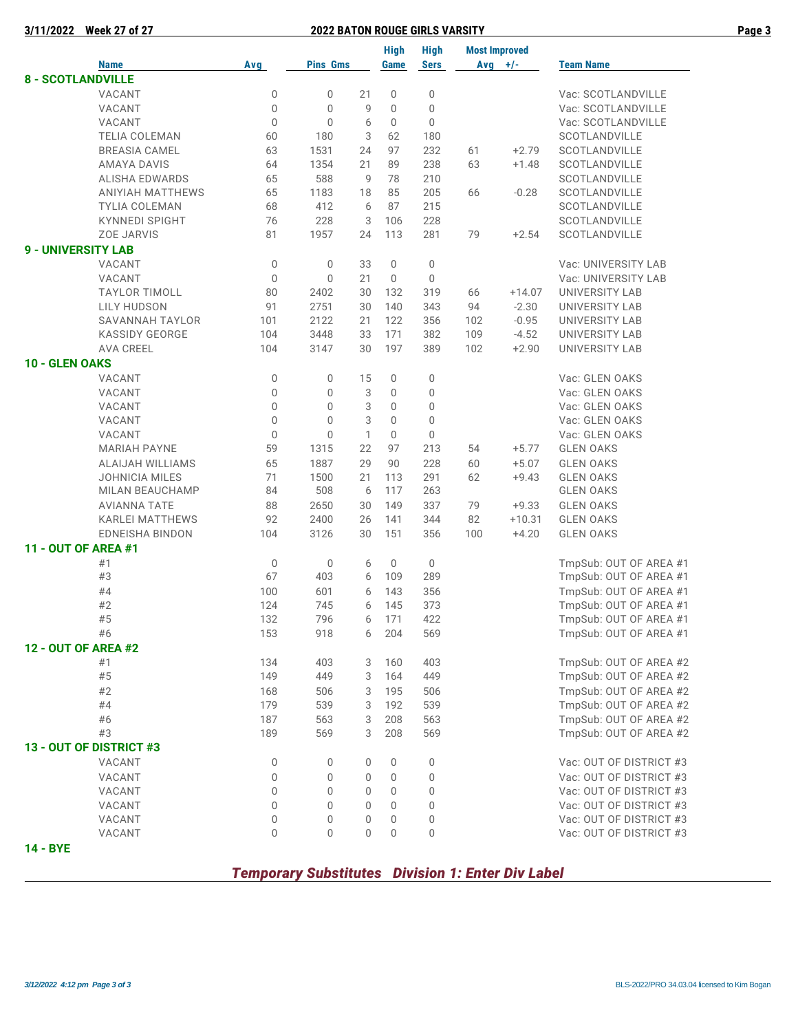| Name | Avg | Pins | Gms | High Game | High Sers | Most Improved Avg | +/- | Team Name |
|---|---|---|---|---|---|---|---|---|
| **8 - SCOTLANDVILLE** | | | | | | | | |
| VACANT | 0 | 0 | 21 | 0 | 0 | | | Vac: SCOTLANDVILLE |
| VACANT | 0 | 0 | 9 | 0 | 0 | | | Vac: SCOTLANDVILLE |
| VACANT | 0 | 0 | 6 | 0 | 0 | | | Vac: SCOTLANDVILLE |
| TELIA COLEMAN | 60 | 180 | 3 | 62 | 180 | | | SCOTLANDVILLE |
| BREASIA CAMEL | 63 | 1531 | 24 | 97 | 232 | 61 | +2.79 | SCOTLANDVILLE |
| AMAYA DAVIS | 64 | 1354 | 21 | 89 | 238 | 63 | +1.48 | SCOTLANDVILLE |
| ALISHA EDWARDS | 65 | 588 | 9 | 78 | 210 | | | SCOTLANDVILLE |
| ANIYIAH MATTHEWS | 65 | 1183 | 18 | 85 | 205 | 66 | -0.28 | SCOTLANDVILLE |
| TYLIA COLEMAN | 68 | 412 | 6 | 87 | 215 | | | SCOTLANDVILLE |
| KYNNEDI SPIGHT | 76 | 228 | 3 | 106 | 228 | | | SCOTLANDVILLE |
| ZOE JARVIS | 81 | 1957 | 24 | 113 | 281 | 79 | +2.54 | SCOTLANDVILLE |
| **9 - UNIVERSITY LAB** | | | | | | | | |
| VACANT | 0 | 0 | 33 | 0 | 0 | | | Vac: UNIVERSITY LAB |
| VACANT | 0 | 0 | 21 | 0 | 0 | | | Vac: UNIVERSITY LAB |
| TAYLOR TIMOLL | 80 | 2402 | 30 | 132 | 319 | 66 | +14.07 | UNIVERSITY LAB |
| LILY HUDSON | 91 | 2751 | 30 | 140 | 343 | 94 | -2.30 | UNIVERSITY LAB |
| SAVANNAH TAYLOR | 101 | 2122 | 21 | 122 | 356 | 102 | -0.95 | UNIVERSITY LAB |
| KASSIDY GEORGE | 104 | 3448 | 33 | 171 | 382 | 109 | -4.52 | UNIVERSITY LAB |
| AVA CREEL | 104 | 3147 | 30 | 197 | 389 | 102 | +2.90 | UNIVERSITY LAB |
| **10 - GLEN OAKS** | | | | | | | | |
| VACANT | 0 | 0 | 15 | 0 | 0 | | | Vac: GLEN OAKS |
| VACANT | 0 | 0 | 3 | 0 | 0 | | | Vac: GLEN OAKS |
| VACANT | 0 | 0 | 3 | 0 | 0 | | | Vac: GLEN OAKS |
| VACANT | 0 | 0 | 3 | 0 | 0 | | | Vac: GLEN OAKS |
| VACANT | 0 | 0 | 1 | 0 | 0 | | | Vac: GLEN OAKS |
| MARIAH PAYNE | 59 | 1315 | 22 | 97 | 213 | 54 | +5.77 | GLEN OAKS |
| ALAIJAH WILLIAMS | 65 | 1887 | 29 | 90 | 228 | 60 | +5.07 | GLEN OAKS |
| JOHNICIA MILES | 71 | 1500 | 21 | 113 | 291 | 62 | +9.43 | GLEN OAKS |
| MILAN BEAUCHAMP | 84 | 508 | 6 | 117 | 263 | | | GLEN OAKS |
| AVIANNA TATE | 88 | 2650 | 30 | 149 | 337 | 79 | +9.33 | GLEN OAKS |
| KARLEI MATTHEWS | 92 | 2400 | 26 | 141 | 344 | 82 | +10.31 | GLEN OAKS |
| EDNEISHA BINDON | 104 | 3126 | 30 | 151 | 356 | 100 | +4.20 | GLEN OAKS |
| **11 - OUT OF AREA #1** | | | | | | | | |
| #1 | 0 | 0 | 6 | 0 | 0 | | | TmpSub: OUT OF AREA #1 |
| #3 | 67 | 403 | 6 | 109 | 289 | | | TmpSub: OUT OF AREA #1 |
| #4 | 100 | 601 | 6 | 143 | 356 | | | TmpSub: OUT OF AREA #1 |
| #2 | 124 | 745 | 6 | 145 | 373 | | | TmpSub: OUT OF AREA #1 |
| #5 | 132 | 796 | 6 | 171 | 422 | | | TmpSub: OUT OF AREA #1 |
| #6 | 153 | 918 | 6 | 204 | 569 | | | TmpSub: OUT OF AREA #1 |
| **12 - OUT OF AREA #2** | | | | | | | | |
| #1 | 134 | 403 | 3 | 160 | 403 | | | TmpSub: OUT OF AREA #2 |
| #5 | 149 | 449 | 3 | 164 | 449 | | | TmpSub: OUT OF AREA #2 |
| #2 | 168 | 506 | 3 | 195 | 506 | | | TmpSub: OUT OF AREA #2 |
| #4 | 179 | 539 | 3 | 192 | 539 | | | TmpSub: OUT OF AREA #2 |
| #6 | 187 | 563 | 3 | 208 | 563 | | | TmpSub: OUT OF AREA #2 |
| #3 | 189 | 569 | 3 | 208 | 569 | | | TmpSub: OUT OF AREA #2 |
| **13 - OUT OF DISTRICT #3** | | | | | | | | |
| VACANT | 0 | 0 | 0 | 0 | 0 | | | Vac: OUT OF DISTRICT #3 |
| VACANT | 0 | 0 | 0 | 0 | 0 | | | Vac: OUT OF DISTRICT #3 |
| VACANT | 0 | 0 | 0 | 0 | 0 | | | Vac: OUT OF DISTRICT #3 |
| VACANT | 0 | 0 | 0 | 0 | 0 | | | Vac: OUT OF DISTRICT #3 |
| VACANT | 0 | 0 | 0 | 0 | 0 | | | Vac: OUT OF DISTRICT #3 |
| VACANT | 0 | 0 | 0 | 0 | 0 | | | Vac: OUT OF DISTRICT #3 |
| **14 - BYE** | | | | | | | | |

***Temporary Substitutes   Division 1: Enter Div Label***